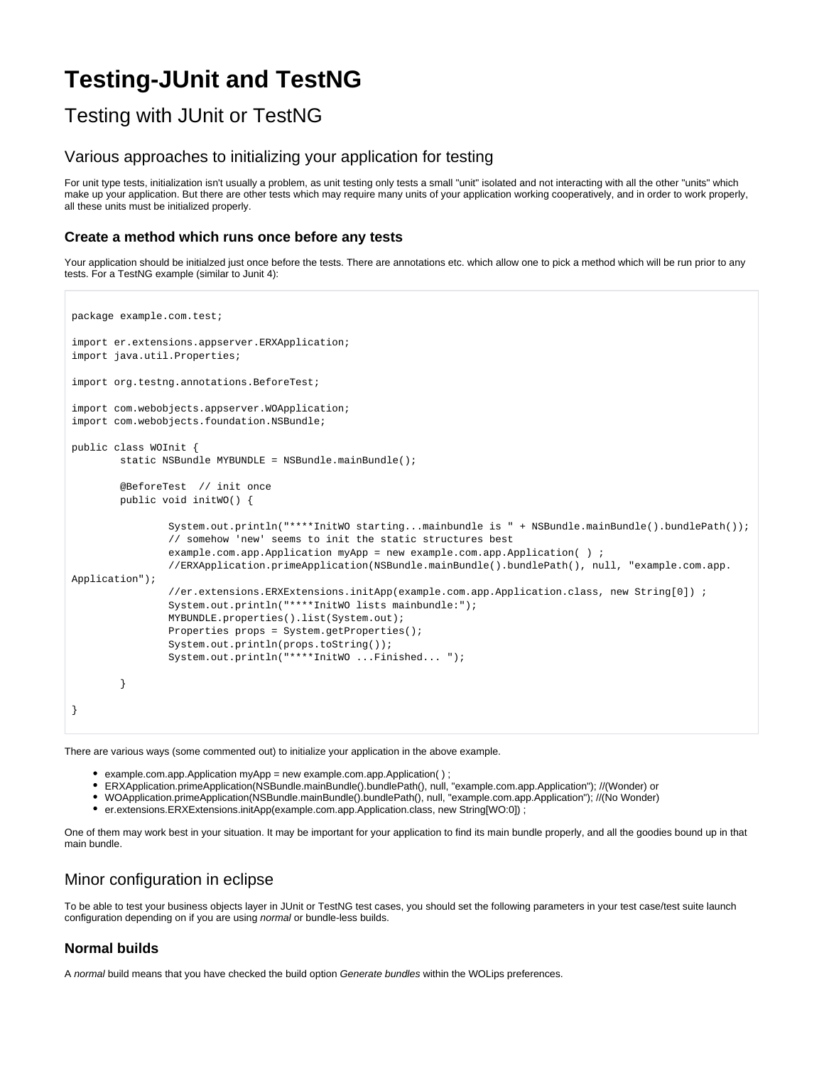# Testing-JUnit and TestNG

## Testing with JUnit or TestNG

### Various approaches to initializing your application for testing

For unit type tests, initialization isn't usually a problem, as unit testing only tests a small "unit" isolated and not interacting with all the other "units" which make up your application. But there are other tests which may require many units of your application working cooperatively, and in order to work properly, all these units must be initialized properly.

#### Create a method which runs once before any tests

Your application should be initialzed just once before the tests. There are annotations etc. which allow one to pick a method which will be run prior to any tests. For a TestNG example (similar to Junit 4):

```
package example.com.test;

import er.extensions.appserver.ERXApplication;
import java.util.Properties;

import org.testng.annotations.BeforeTest;

import com.webobjects.appserver.WOApplication;
import com.webobjects.foundation.NSBundle;

public class WOInit {
        static NSBundle MYBUNDLE = NSBundle.mainBundle();

        @BeforeTest  // init once
        public void initWO() {

                System.out.println("****InitWO starting...mainbundle is " + NSBundle.mainBundle().bundlePath());
                // somehow 'new' seems to init the static structures best
                example.com.app.Application myApp = new example.com.app.Application( ) ;
                //ERXApplication.primeApplication(NSBundle.mainBundle().bundlePath(), null, "example.com.app.
Application");
                //er.extensions.ERXExtensions.initApp(example.com.app.Application.class, new String[0]) ;
                System.out.println("****InitWO lists mainbundle:");
                MYBUNDLE.properties().list(System.out);
                Properties props = System.getProperties();
                System.out.println(props.toString());
                System.out.println("****InitWO ...Finished... ");

        }

}
```

There are various ways (some commented out) to initialize your application in the above example.

- example.com.app.Application myApp = new example.com.app.Application( ) ;
- ERXApplication.primeApplication(NSBundle.mainBundle().bundlePath(), null, "example.com.app.Application"); //(Wonder) or
- WOApplication.primeApplication(NSBundle.mainBundle().bundlePath(), null, "example.com.app.Application"); //(No Wonder)
- er.extensions.ERXExtensions.initApp(example.com.app.Application.class, new String[WO:0]) ;

One of them may work best in your situation. It may be important for your application to find its main bundle properly, and all the goodies bound up in that main bundle.

### Minor configuration in eclipse

To be able to test your business objects layer in JUnit or TestNG test cases, you should set the following parameters in your test case/test suite launch configuration depending on if you are using *normal* or bundle-less builds.

#### Normal builds

A *normal* build means that you have checked the build option *Generate bundles* within the WOLips preferences.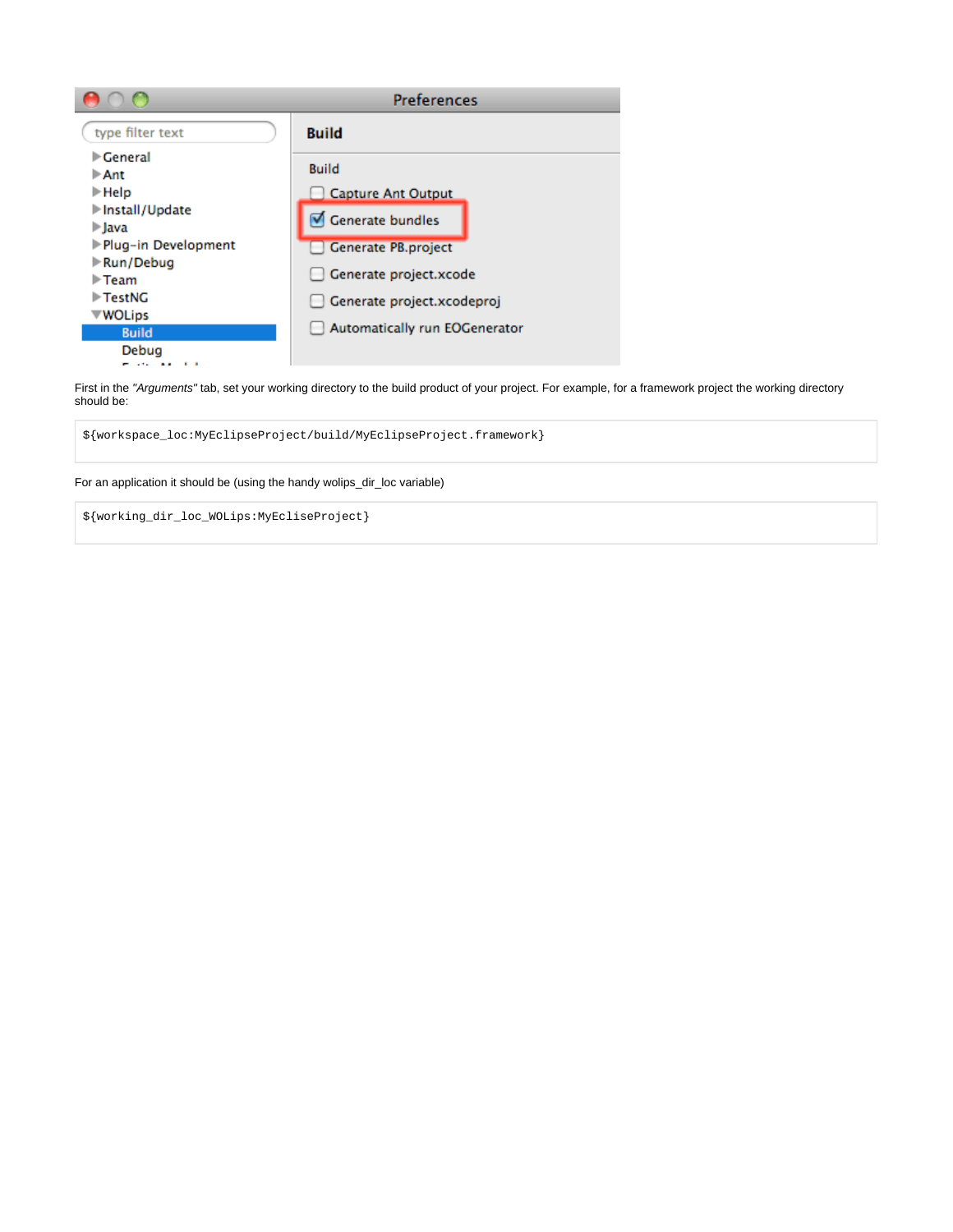First in the *"Arguments"* tab, set your working directory to the build product of your project. For example, for a framework project the working directory should be:

```
${workspace_loc:MyEclipseProject/build/MyEclipseProject.framework}
```

For an application it should be (using the handy wolips_dir_loc variable)

```
${working_dir_loc_WOLips:MyEcliseProject}
```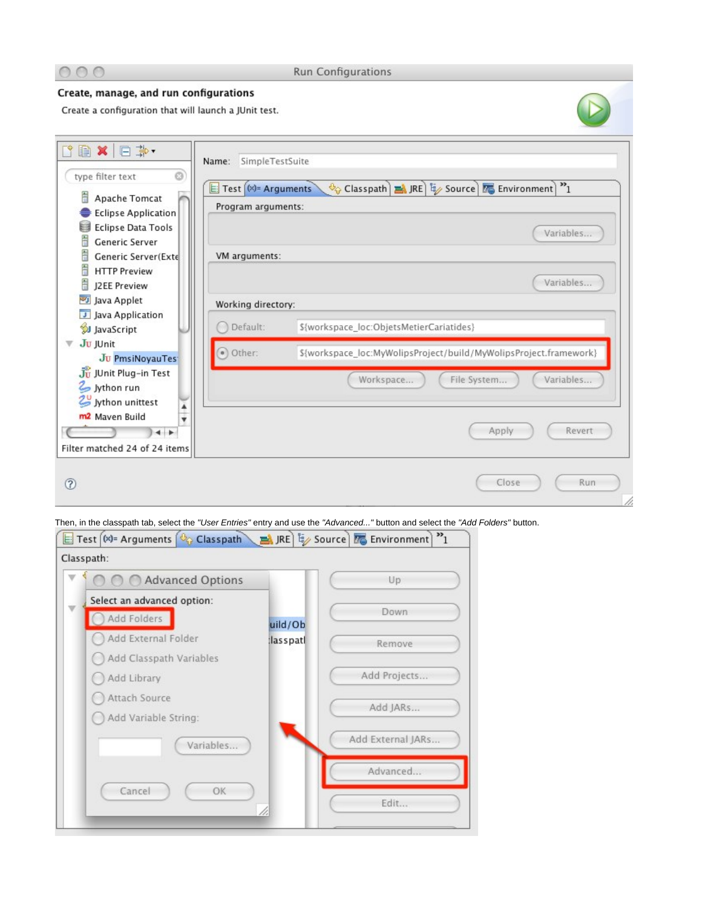Then, in the classpath tab, select the *"User Entries"* entry and use the *"Advanced..."* button and select the *"Add Folders"* button.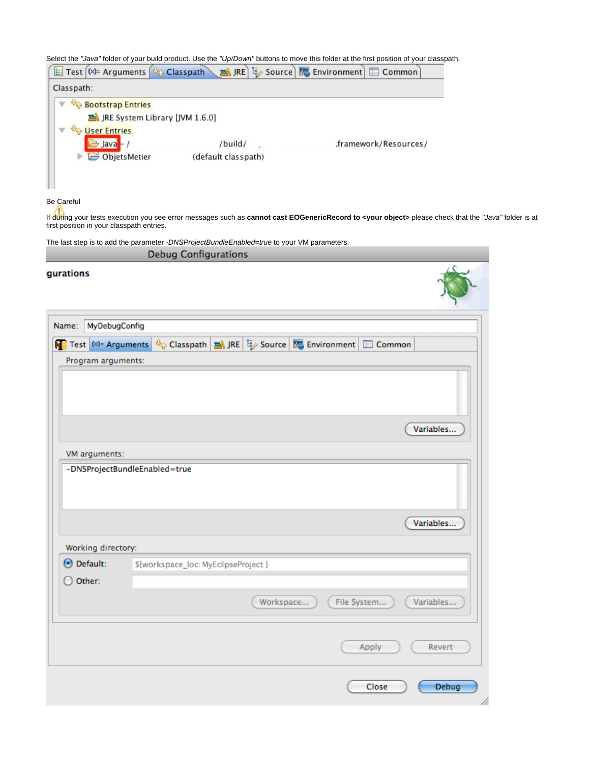Select the *"Java"* folder of your build product. Use the *"Up/Down"* buttons to move this folder at the first position of your classpath.

Be Careful

If during your tests execution you see error messages such as **cannot cast EOGenericRecord to <your object>** please check that the *"Java"* folder is at first position in your classpath entries.

The last step is to add the parameter *-DNSProjectBundleEnabled=true* to your VM parameters.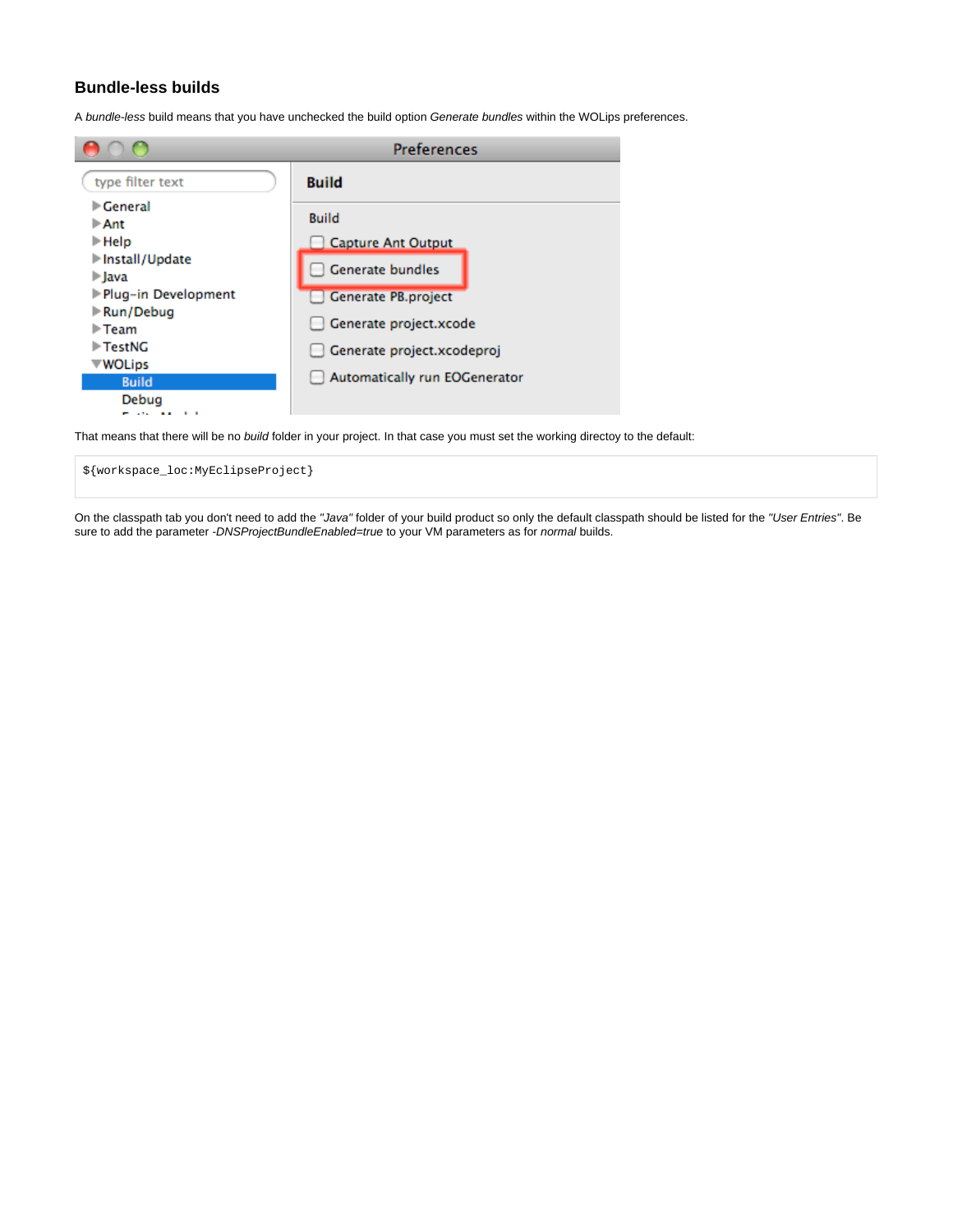### Bundle-less builds

A *bundle-less* build means that you have unchecked the build option *Generate bundles* within the WOLips preferences.

That means that there will be no *build* folder in your project. In that case you must set the working directoy to the default:

```
${workspace_loc:MyEclipseProject}
```

On the classpath tab you don't need to add the *"Java"* folder of your build product so only the default classpath should be listed for the *"User Entries"*. Be sure to add the parameter *-DNSProjectBundleEnabled=true* to your VM parameters as for *normal* builds.